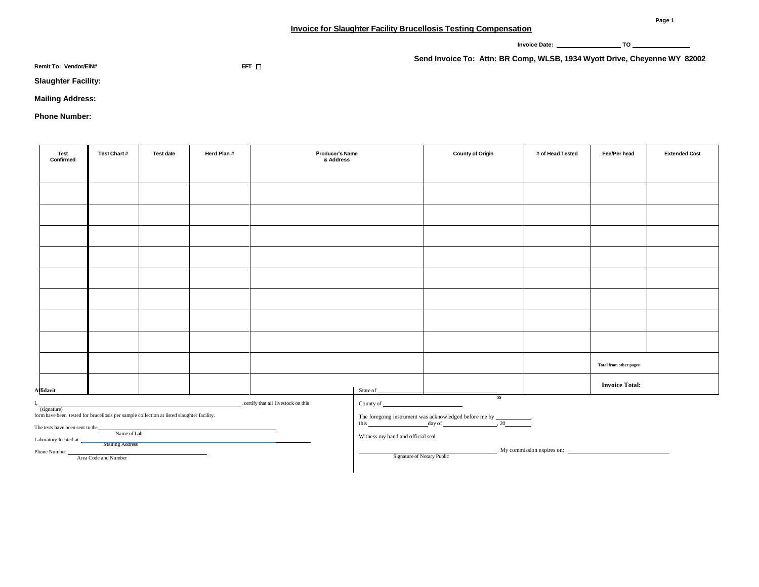## Invoice for Slaughter Facility Brucellosis Testing Compensation

Invoice Date: ________________ TO ______________

**Send Invoice To: Attn: BR Comp, WLSB, 1934 Wyott Drive, Cheyenne WY 82002**

**Remit To: Vendor/EIN#** EFT ☐

**Slaughter Facility:**

**Mailing Address:**

**Phone Number:**

| Test Confirmed | Test Chart # | Test date | Herd Plan # | Producer's Name & Address | County of Origin | # of Head Tested | Fee/Per head | Extended Cost |
|---|---|---|---|---|---|---|---|---|
| | | | | | | | | |
| | | | | | | | | |
| | | | | | | | | |
| | | | | | | | | |
| | | | | | | | | |
| | | | | | | | | |
| | | | | | | | | |
| | | | | | | | | |
| | | | | | | | Total from other pages: | |
| | | | | | | | **Invoice Total:** | |

**Affidavit**

I, ________________________________________, certify that all livestock on this
(signature)
form have been tested for brucellosis per sample collection at listed slaughter facility.

The tests have been sent to the ______________________________
Name of Lab

Laboratory located at ______________________________
Mailing Address

Phone Number ______________________________
Area Code and Number

State of ______________________________ ss

County of ______________________

The foregoing instrument was acknowledged before me by ____________,
this ________________ day of ________________, 20________.

Witness my hand and official seal.

______________________________ My commission expires on: ______________________
Signature of Notary Public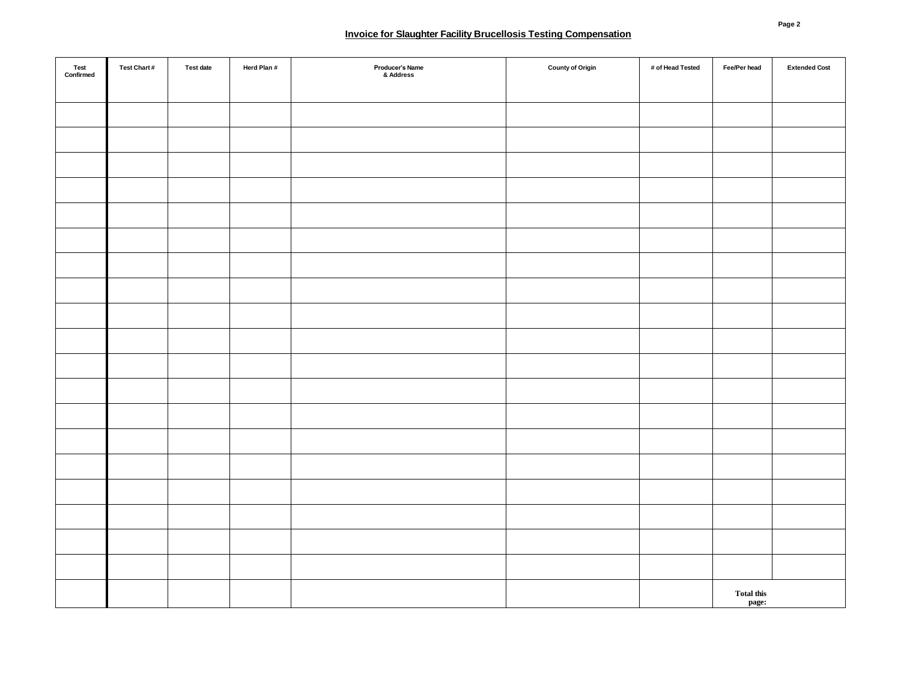**Invoice for Slaughter Facility Brucellosis Testing Compensation**

| Test Confirmed | Test Chart # | Test date | Herd Plan # | Producer's Name & Address | County of Origin | # of Head Tested | Fee/Per head | Extended Cost |
|---|---|---|---|---|---|---|---|---|
| | | | | | | | | |
| | | | | | | | | |
| | | | | | | | | |
| | | | | | | | | |
| | | | | | | | | |
| | | | | | | | | |
| | | | | | | | | |
| | | | | | | | | |
| | | | | | | | | |
| | | | | | | | | |
| | | | | | | | | |
| | | | | | | | | |
| | | | | | | | | |
| | | | | | | | | |
| | | | | | | | | |
| | | | | | | | | |
| | | | | | | | | |
| | | | | | | | | |
| | | | | | | | | |
| | | | | | | | Total this page: | |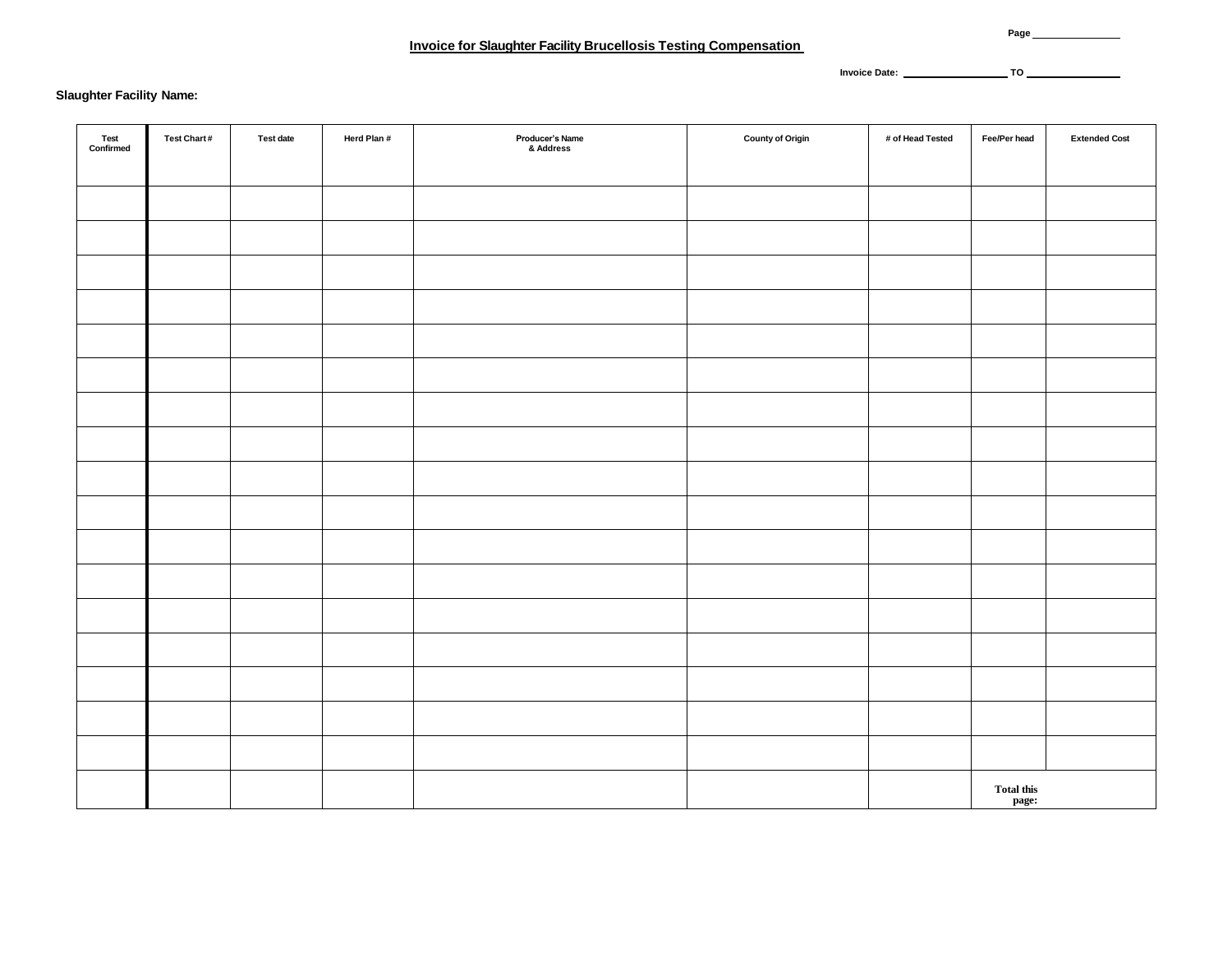Page ________________

**Invoice for Slaughter Facility Brucellosis Testing Compensation**

Invoice Date: ________________ TO ________________

**Slaughter Facility Name:**

| Test Confirmed | Test Chart # | Test date | Herd Plan # | Producer's Name & Address | County of Origin | # of Head Tested | Fee/Per head | Extended Cost |
|---|---|---|---|---|---|---|---|---|
| | | | | | | | | |
| | | | | | | | | |
| | | | | | | | | |
| | | | | | | | | |
| | | | | | | | | |
| | | | | | | | | |
| | | | | | | | | |
| | | | | | | | | |
| | | | | | | | | |
| | | | | | | | | |
| | | | | | | | | |
| | | | | | | | | |
| | | | | | | | | |
| | | | | | | | | |
| | | | | | | | | |
| | | | | | | | | |
| | | | | | | | | |
| | | | | | | | Total this page: | |